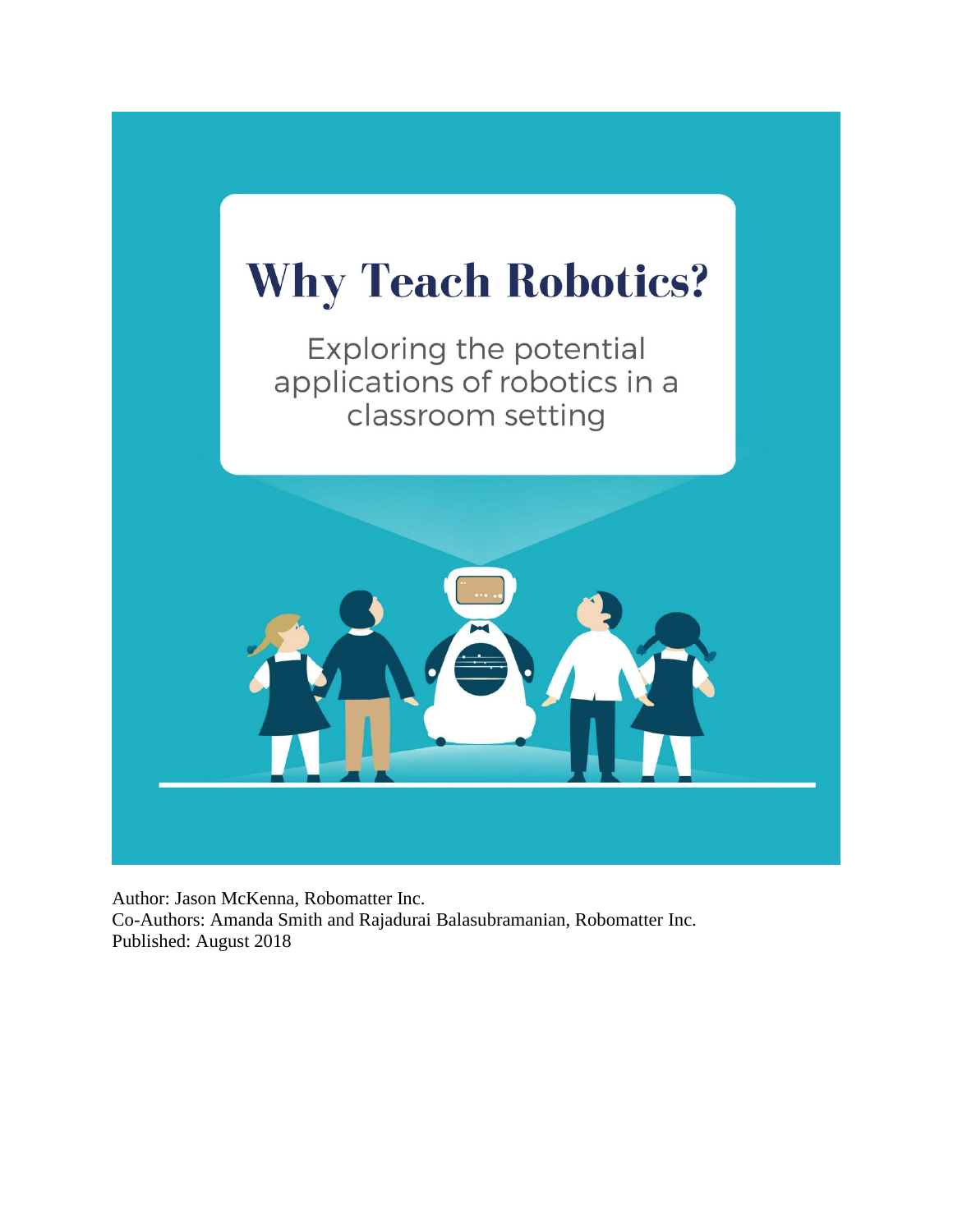# Why Teach Robotics?

Exploring the potential applications of robotics in a classroom setting

Author: Jason McKenna, Robomatter Inc.
Co-Authors: Amanda Smith and Rajadurai Balasubramanian, Robomatter Inc.
Published: August 2018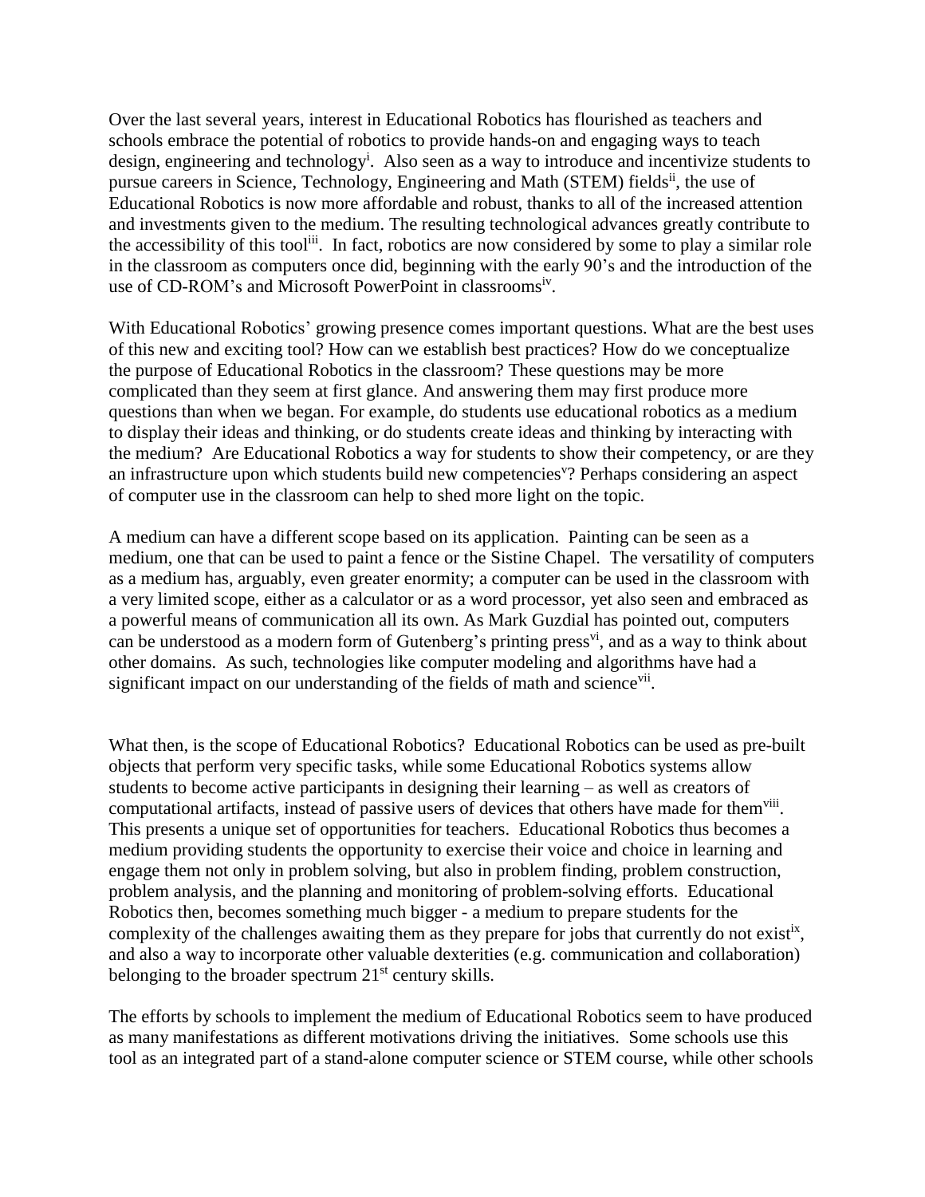Over the last several years, interest in Educational Robotics has flourished as teachers and schools embrace the potential of robotics to provide hands-on and engaging ways to teach design, engineering and technology[i]. Also seen as a way to introduce and incentivize students to pursue careers in Science, Technology, Engineering and Math (STEM) fields[ii], the use of Educational Robotics is now more affordable and robust, thanks to all of the increased attention and investments given to the medium. The resulting technological advances greatly contribute to the accessibility of this tool[iii]. In fact, robotics are now considered by some to play a similar role in the classroom as computers once did, beginning with the early 90's and the introduction of the use of CD-ROM's and Microsoft PowerPoint in classrooms[iv].

With Educational Robotics' growing presence comes important questions. What are the best uses of this new and exciting tool? How can we establish best practices? How do we conceptualize the purpose of Educational Robotics in the classroom? These questions may be more complicated than they seem at first glance. And answering them may first produce more questions than when we began. For example, do students use educational robotics as a medium to display their ideas and thinking, or do students create ideas and thinking by interacting with the medium? Are Educational Robotics a way for students to show their competency, or are they an infrastructure upon which students build new competencies[v]? Perhaps considering an aspect of computer use in the classroom can help to shed more light on the topic.

A medium can have a different scope based on its application. Painting can be seen as a medium, one that can be used to paint a fence or the Sistine Chapel. The versatility of computers as a medium has, arguably, even greater enormity; a computer can be used in the classroom with a very limited scope, either as a calculator or as a word processor, yet also seen and embraced as a powerful means of communication all its own. As Mark Guzdial has pointed out, computers can be understood as a modern form of Gutenberg's printing press[vi], and as a way to think about other domains. As such, technologies like computer modeling and algorithms have had a significant impact on our understanding of the fields of math and science[vii].

What then, is the scope of Educational Robotics? Educational Robotics can be used as pre-built objects that perform very specific tasks, while some Educational Robotics systems allow students to become active participants in designing their learning – as well as creators of computational artifacts, instead of passive users of devices that others have made for them[viii]. This presents a unique set of opportunities for teachers. Educational Robotics thus becomes a medium providing students the opportunity to exercise their voice and choice in learning and engage them not only in problem solving, but also in problem finding, problem construction, problem analysis, and the planning and monitoring of problem-solving efforts. Educational Robotics then, becomes something much bigger - a medium to prepare students for the complexity of the challenges awaiting them as they prepare for jobs that currently do not exist[ix], and also a way to incorporate other valuable dexterities (e.g. communication and collaboration) belonging to the broader spectrum 21st century skills.

The efforts by schools to implement the medium of Educational Robotics seem to have produced as many manifestations as different motivations driving the initiatives. Some schools use this tool as an integrated part of a stand-alone computer science or STEM course, while other schools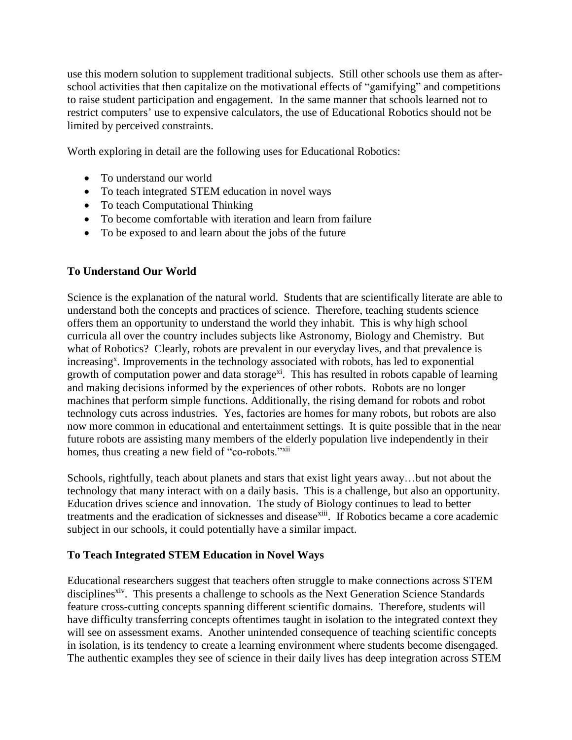use this modern solution to supplement traditional subjects. Still other schools use them as after-school activities that then capitalize on the motivational effects of "gamifying" and competitions to raise student participation and engagement. In the same manner that schools learned not to restrict computers' use to expensive calculators, the use of Educational Robotics should not be limited by perceived constraints.

Worth exploring in detail are the following uses for Educational Robotics:

- To understand our world
- To teach integrated STEM education in novel ways
- To teach Computational Thinking
- To become comfortable with iteration and learn from failure
- To be exposed to and learn about the jobs of the future

**To Understand Our World**

Science is the explanation of the natural world. Students that are scientifically literate are able to understand both the concepts and practices of science. Therefore, teaching students science offers them an opportunity to understand the world they inhabit. This is why high school curricula all over the country includes subjects like Astronomy, Biology and Chemistry. But what of Robotics? Clearly, robots are prevalent in our everyday lives, and that prevalence is increasing[x]. Improvements in the technology associated with robots, has led to exponential growth of computation power and data storage[xi]. This has resulted in robots capable of learning and making decisions informed by the experiences of other robots. Robots are no longer machines that perform simple functions. Additionally, the rising demand for robots and robot technology cuts across industries. Yes, factories are homes for many robots, but robots are also now more common in educational and entertainment settings. It is quite possible that in the near future robots are assisting many members of the elderly population live independently in their homes, thus creating a new field of "co-robots."[xii]

Schools, rightfully, teach about planets and stars that exist light years away…but not about the technology that many interact with on a daily basis. This is a challenge, but also an opportunity. Education drives science and innovation. The study of Biology continues to lead to better treatments and the eradication of sicknesses and disease[xiii]. If Robotics became a core academic subject in our schools, it could potentially have a similar impact.

**To Teach Integrated STEM Education in Novel Ways**

Educational researchers suggest that teachers often struggle to make connections across STEM disciplines[xiv]. This presents a challenge to schools as the Next Generation Science Standards feature cross-cutting concepts spanning different scientific domains. Therefore, students will have difficulty transferring concepts oftentimes taught in isolation to the integrated context they will see on assessment exams. Another unintended consequence of teaching scientific concepts in isolation, is its tendency to create a learning environment where students become disengaged. The authentic examples they see of science in their daily lives has deep integration across STEM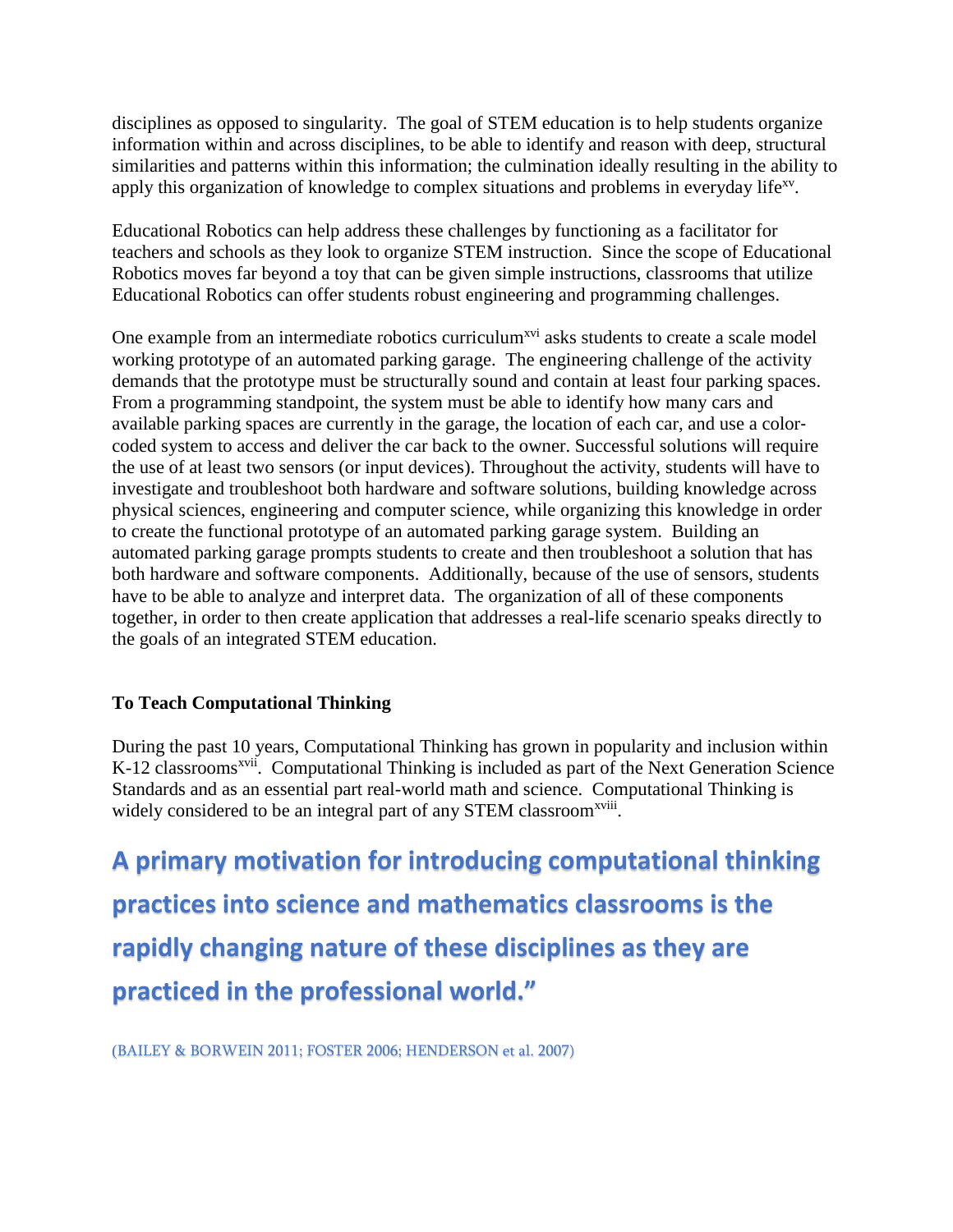disciplines as opposed to singularity. The goal of STEM education is to help students organize information within and across disciplines, to be able to identify and reason with deep, structural similarities and patterns within this information; the culmination ideally resulting in the ability to apply this organization of knowledge to complex situations and problems in everyday life[xv].

Educational Robotics can help address these challenges by functioning as a facilitator for teachers and schools as they look to organize STEM instruction. Since the scope of Educational Robotics moves far beyond a toy that can be given simple instructions, classrooms that utilize Educational Robotics can offer students robust engineering and programming challenges.

One example from an intermediate robotics curriculum[xvi] asks students to create a scale model working prototype of an automated parking garage. The engineering challenge of the activity demands that the prototype must be structurally sound and contain at least four parking spaces. From a programming standpoint, the system must be able to identify how many cars and available parking spaces are currently in the garage, the location of each car, and use a color-coded system to access and deliver the car back to the owner. Successful solutions will require the use of at least two sensors (or input devices). Throughout the activity, students will have to investigate and troubleshoot both hardware and software solutions, building knowledge across physical sciences, engineering and computer science, while organizing this knowledge in order to create the functional prototype of an automated parking garage system. Building an automated parking garage prompts students to create and then troubleshoot a solution that has both hardware and software components. Additionally, because of the use of sensors, students have to be able to analyze and interpret data. The organization of all of these components together, in order to then create application that addresses a real-life scenario speaks directly to the goals of an integrated STEM education.

**To Teach Computational Thinking**

During the past 10 years, Computational Thinking has grown in popularity and inclusion within K-12 classrooms[xvii]. Computational Thinking is included as part of the Next Generation Science Standards and as an essential part real-world math and science. Computational Thinking is widely considered to be an integral part of any STEM classroom[xviii].

**A primary motivation for introducing computational thinking practices into science and mathematics classrooms is the rapidly changing nature of these disciplines as they are practiced in the professional world."**

(BAILEY & BORWEIN 2011; FOSTER 2006; HENDERSON et al. 2007)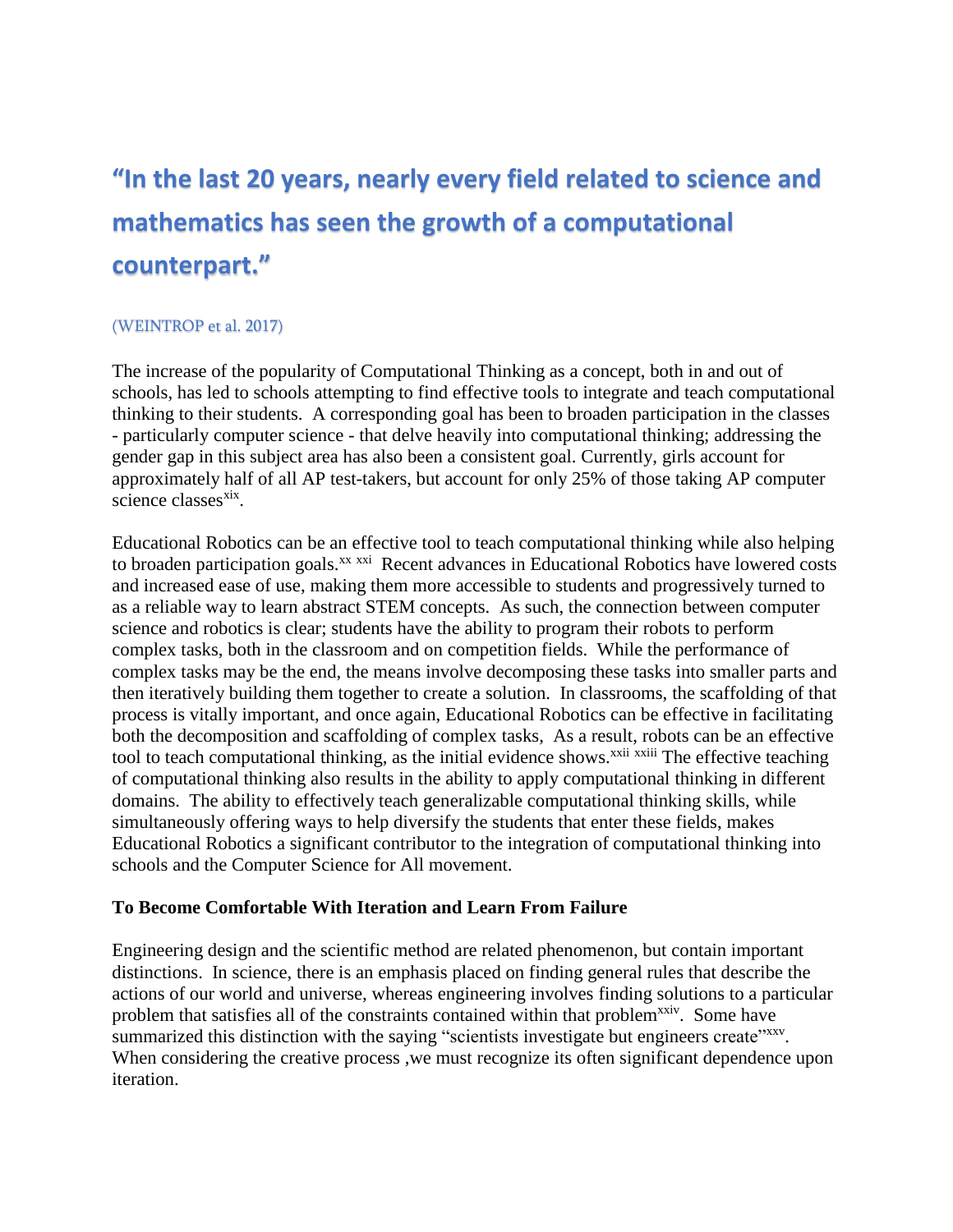## "In the last 20 years, nearly every field related to science and mathematics has seen the growth of a computational counterpart."

(WEINTROP et al. 2017)

The increase of the popularity of Computational Thinking as a concept, both in and out of schools, has led to schools attempting to find effective tools to integrate and teach computational thinking to their students. A corresponding goal has been to broaden participation in the classes - particularly computer science - that delve heavily into computational thinking; addressing the gender gap in this subject area has also been a consistent goal. Currently, girls account for approximately half of all AP test-takers, but account for only 25% of those taking AP computer science classes[xix].

Educational Robotics can be an effective tool to teach computational thinking while also helping to broaden participation goals.[xx] [xxi] Recent advances in Educational Robotics have lowered costs and increased ease of use, making them more accessible to students and progressively turned to as a reliable way to learn abstract STEM concepts. As such, the connection between computer science and robotics is clear; students have the ability to program their robots to perform complex tasks, both in the classroom and on competition fields. While the performance of complex tasks may be the end, the means involve decomposing these tasks into smaller parts and then iteratively building them together to create a solution. In classrooms, the scaffolding of that process is vitally important, and once again, Educational Robotics can be effective in facilitating both the decomposition and scaffolding of complex tasks, As a result, robots can be an effective tool to teach computational thinking, as the initial evidence shows.[xxii] [xxiii] The effective teaching of computational thinking also results in the ability to apply computational thinking in different domains. The ability to effectively teach generalizable computational thinking skills, while simultaneously offering ways to help diversify the students that enter these fields, makes Educational Robotics a significant contributor to the integration of computational thinking into schools and the Computer Science for All movement.

**To Become Comfortable With Iteration and Learn From Failure**

Engineering design and the scientific method are related phenomenon, but contain important distinctions. In science, there is an emphasis placed on finding general rules that describe the actions of our world and universe, whereas engineering involves finding solutions to a particular problem that satisfies all of the constraints contained within that problem[xxiv]. Some have summarized this distinction with the saying "scientists investigate but engineers create"[xxv]. When considering the creative process ,we must recognize its often significant dependence upon iteration.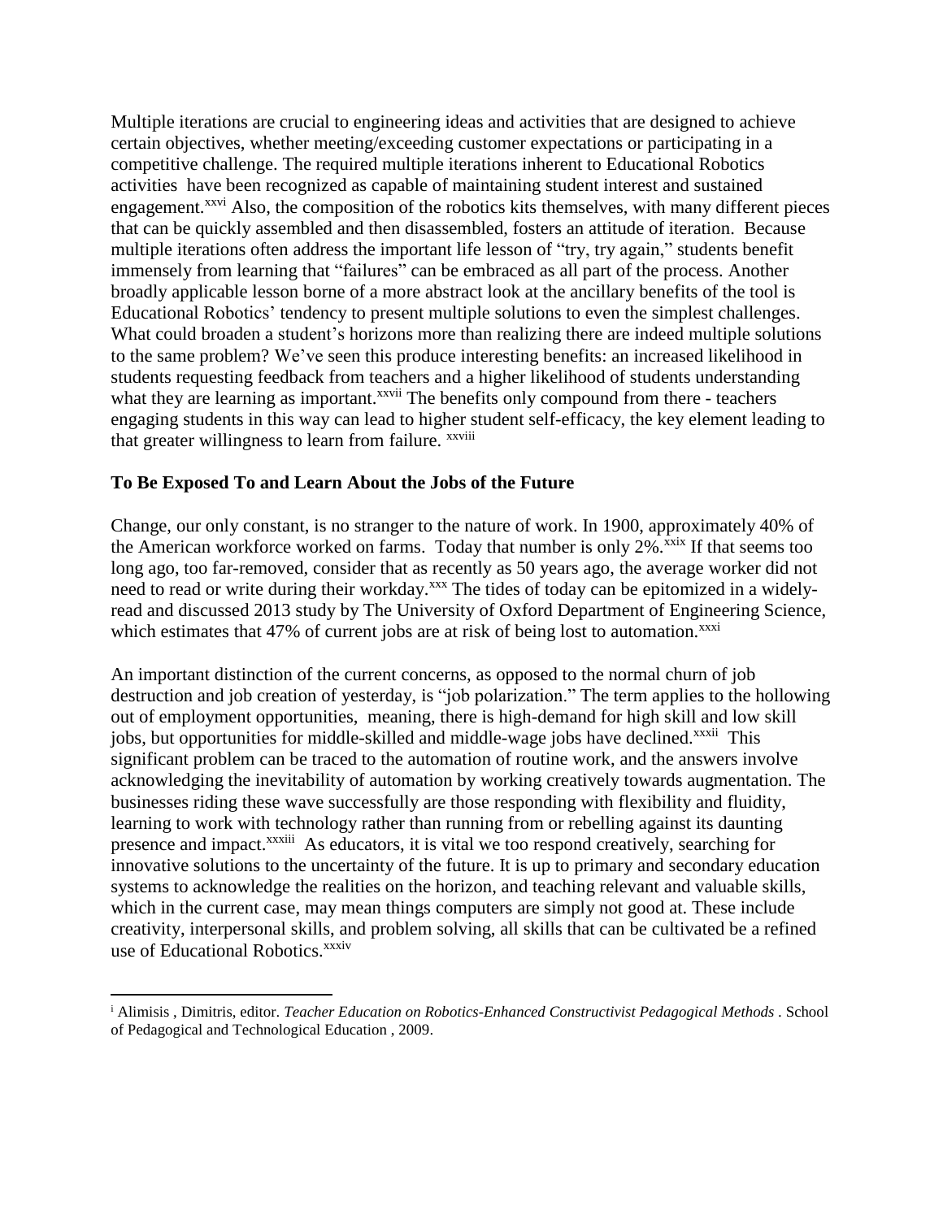Multiple iterations are crucial to engineering ideas and activities that are designed to achieve certain objectives, whether meeting/exceeding customer expectations or participating in a competitive challenge. The required multiple iterations inherent to Educational Robotics activities have been recognized as capable of maintaining student interest and sustained engagement.[xxvi] Also, the composition of the robotics kits themselves, with many different pieces that can be quickly assembled and then disassembled, fosters an attitude of iteration. Because multiple iterations often address the important life lesson of "try, try again," students benefit immensely from learning that "failures" can be embraced as all part of the process. Another broadly applicable lesson borne of a more abstract look at the ancillary benefits of the tool is Educational Robotics' tendency to present multiple solutions to even the simplest challenges. What could broaden a student's horizons more than realizing there are indeed multiple solutions to the same problem? We've seen this produce interesting benefits: an increased likelihood in students requesting feedback from teachers and a higher likelihood of students understanding what they are learning as important.[xxvii] The benefits only compound from there - teachers engaging students in this way can lead to higher student self-efficacy, the key element leading to that greater willingness to learn from failure. [xxviii]

**To Be Exposed To and Learn About the Jobs of the Future**

Change, our only constant, is no stranger to the nature of work. In 1900, approximately 40% of the American workforce worked on farms. Today that number is only 2%.[xxix] If that seems too long ago, too far-removed, consider that as recently as 50 years ago, the average worker did not need to read or write during their workday.[xxx] The tides of today can be epitomized in a widely-read and discussed 2013 study by The University of Oxford Department of Engineering Science, which estimates that 47% of current jobs are at risk of being lost to automation.[xxxi]

An important distinction of the current concerns, as opposed to the normal churn of job destruction and job creation of yesterday, is "job polarization." The term applies to the hollowing out of employment opportunities, meaning, there is high-demand for high skill and low skill jobs, but opportunities for middle-skilled and middle-wage jobs have declined.[xxxii] This significant problem can be traced to the automation of routine work, and the answers involve acknowledging the inevitability of automation by working creatively towards augmentation. The businesses riding these wave successfully are those responding with flexibility and fluidity, learning to work with technology rather than running from or rebelling against its daunting presence and impact.[xxxiii] As educators, it is vital we too respond creatively, searching for innovative solutions to the uncertainty of the future. It is up to primary and secondary education systems to acknowledge the realities on the horizon, and teaching relevant and valuable skills, which in the current case, may mean things computers are simply not good at. These include creativity, interpersonal skills, and problem solving, all skills that can be cultivated be a refined use of Educational Robotics.[xxxiv]

---

[i] Alimisis , Dimitris, editor. *Teacher Education on Robotics-Enhanced Constructivist Pedagogical Methods* . School of Pedagogical and Technological Education , 2009.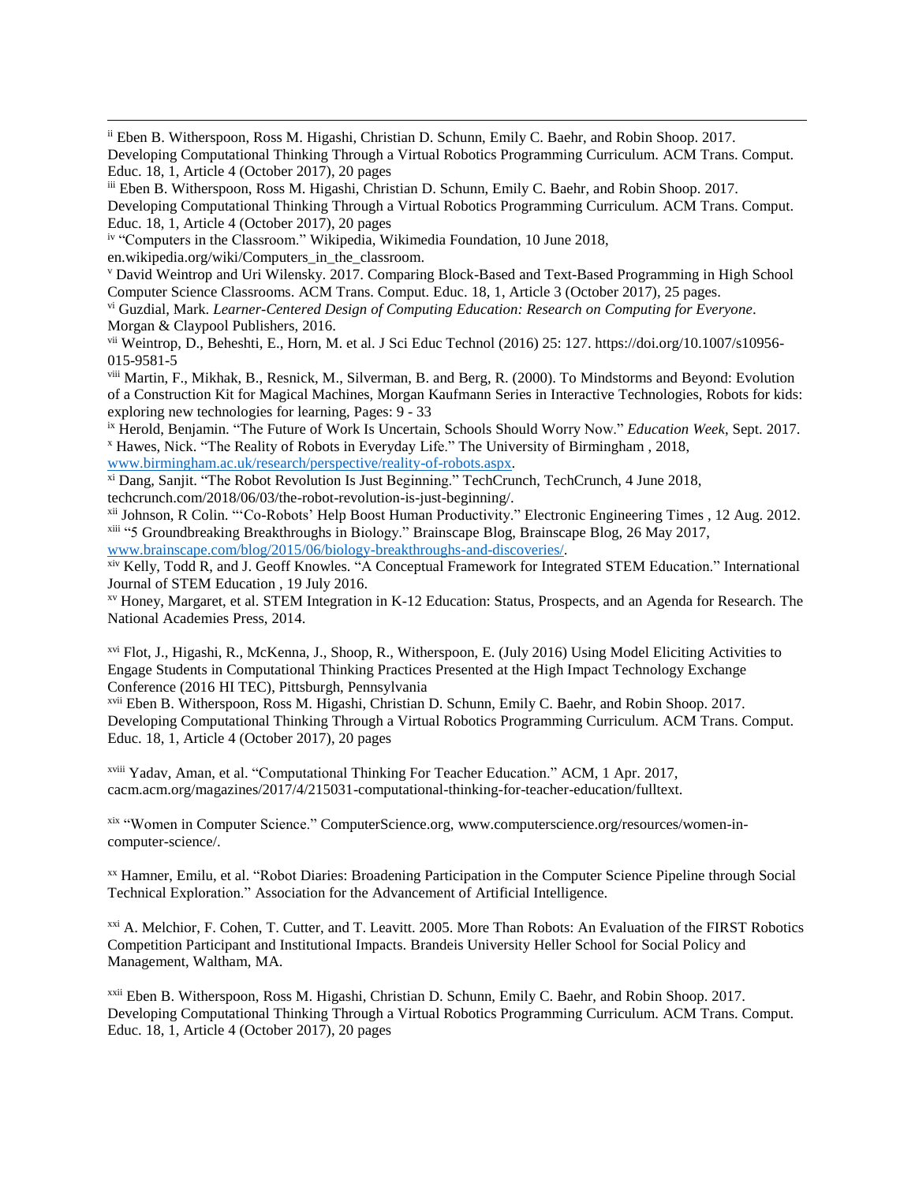[ii] Eben B. Witherspoon, Ross M. Higashi, Christian D. Schunn, Emily C. Baehr, and Robin Shoop. 2017. Developing Computational Thinking Through a Virtual Robotics Programming Curriculum. ACM Trans. Comput. Educ. 18, 1, Article 4 (October 2017), 20 pages

[iii] Eben B. Witherspoon, Ross M. Higashi, Christian D. Schunn, Emily C. Baehr, and Robin Shoop. 2017. Developing Computational Thinking Through a Virtual Robotics Programming Curriculum. ACM Trans. Comput. Educ. 18, 1, Article 4 (October 2017), 20 pages

[iv] "Computers in the Classroom." Wikipedia, Wikimedia Foundation, 10 June 2018, en.wikipedia.org/wiki/Computers_in_the_classroom.

[v] David Weintrop and Uri Wilensky. 2017. Comparing Block-Based and Text-Based Programming in High School Computer Science Classrooms. ACM Trans. Comput. Educ. 18, 1, Article 3 (October 2017), 25 pages.

[vi] Guzdial, Mark. *Learner-Centered Design of Computing Education: Research on Computing for Everyone*. Morgan & Claypool Publishers, 2016.

[vii] Weintrop, D., Beheshti, E., Horn, M. et al. J Sci Educ Technol (2016) 25: 127. https://doi.org/10.1007/s10956-015-9581-5

[viii] Martin, F., Mikhak, B., Resnick, M., Silverman, B. and Berg, R. (2000). To Mindstorms and Beyond: Evolution of a Construction Kit for Magical Machines, Morgan Kaufmann Series in Interactive Technologies, Robots for kids: exploring new technologies for learning, Pages: 9 - 33

[ix] Herold, Benjamin. "The Future of Work Is Uncertain, Schools Should Worry Now." *Education Week*, Sept. 2017.

[x] Hawes, Nick. "The Reality of Robots in Everyday Life." The University of Birmingham , 2018, www.birmingham.ac.uk/research/perspective/reality-of-robots.aspx.

[xi] Dang, Sanjit. "The Robot Revolution Is Just Beginning." TechCrunch, TechCrunch, 4 June 2018, techcrunch.com/2018/06/03/the-robot-revolution-is-just-beginning/.

[xii] Johnson, R Colin. "'Co-Robots' Help Boost Human Productivity." Electronic Engineering Times , 12 Aug. 2012.

[xiii] "5 Groundbreaking Breakthroughs in Biology." Brainscape Blog, Brainscape Blog, 26 May 2017, www.brainscape.com/blog/2015/06/biology-breakthroughs-and-discoveries/.

[xiv] Kelly, Todd R, and J. Geoff Knowles. "A Conceptual Framework for Integrated STEM Education." International Journal of STEM Education , 19 July 2016.

[xv] Honey, Margaret, et al. STEM Integration in K-12 Education: Status, Prospects, and an Agenda for Research. The National Academies Press, 2014.

[xvi] Flot, J., Higashi, R., McKenna, J., Shoop, R., Witherspoon, E. (July 2016) Using Model Eliciting Activities to Engage Students in Computational Thinking Practices Presented at the High Impact Technology Exchange Conference (2016 HI TEC), Pittsburgh, Pennsylvania

[xvii] Eben B. Witherspoon, Ross M. Higashi, Christian D. Schunn, Emily C. Baehr, and Robin Shoop. 2017. Developing Computational Thinking Through a Virtual Robotics Programming Curriculum. ACM Trans. Comput. Educ. 18, 1, Article 4 (October 2017), 20 pages

[xviii] Yadav, Aman, et al. "Computational Thinking For Teacher Education." ACM, 1 Apr. 2017, cacm.acm.org/magazines/2017/4/215031-computational-thinking-for-teacher-education/fulltext.

[xix] "Women in Computer Science." ComputerScience.org, www.computerscience.org/resources/women-in-computer-science/.

[xx] Hamner, Emilu, et al. "Robot Diaries: Broadening Participation in the Computer Science Pipeline through Social Technical Exploration." Association for the Advancement of Artificial Intelligence.

[xxi] A. Melchior, F. Cohen, T. Cutter, and T. Leavitt. 2005. More Than Robots: An Evaluation of the FIRST Robotics Competition Participant and Institutional Impacts. Brandeis University Heller School for Social Policy and Management, Waltham, MA.

[xxii] Eben B. Witherspoon, Ross M. Higashi, Christian D. Schunn, Emily C. Baehr, and Robin Shoop. 2017. Developing Computational Thinking Through a Virtual Robotics Programming Curriculum. ACM Trans. Comput. Educ. 18, 1, Article 4 (October 2017), 20 pages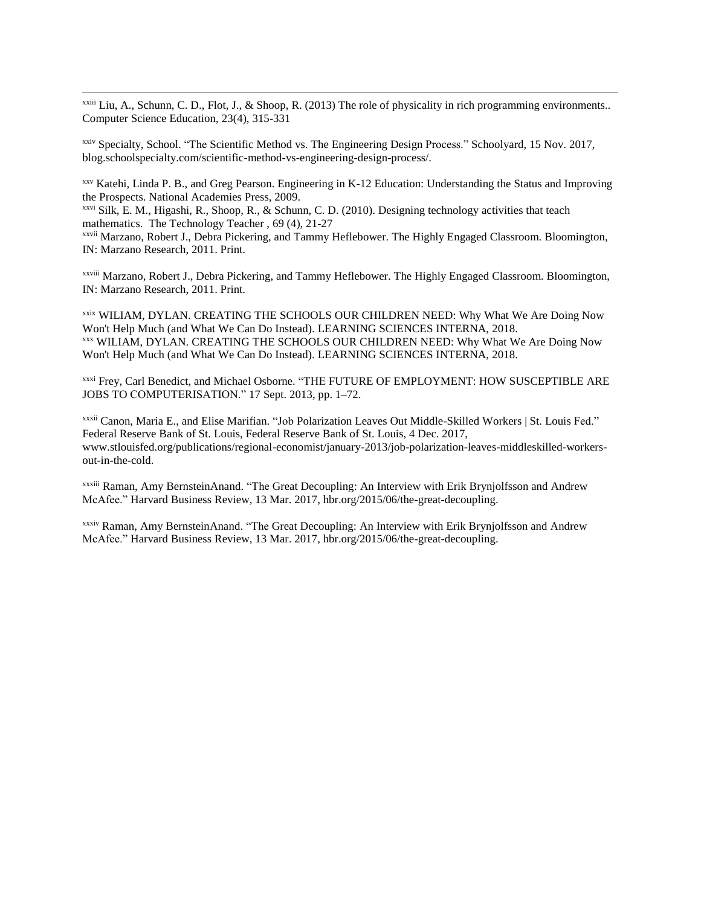[xxiii] Liu, A., Schunn, C. D., Flot, J., & Shoop, R. (2013) The role of physicality in rich programming environments.. Computer Science Education, 23(4), 315-331

[xxiv] Specialty, School. "The Scientific Method vs. The Engineering Design Process." Schoolyard, 15 Nov. 2017, blog.schoolspecialty.com/scientific-method-vs-engineering-design-process/.

[xxv] Katehi, Linda P. B., and Greg Pearson. Engineering in K-12 Education: Understanding the Status and Improving the Prospects. National Academies Press, 2009.

[xxvi] Silk, E. M., Higashi, R., Shoop, R., & Schunn, C. D. (2010). Designing technology activities that teach mathematics. The Technology Teacher , 69 (4), 21-27

[xxvii] Marzano, Robert J., Debra Pickering, and Tammy Heflebower. The Highly Engaged Classroom. Bloomington, IN: Marzano Research, 2011. Print.

[xxviii] Marzano, Robert J., Debra Pickering, and Tammy Heflebower. The Highly Engaged Classroom. Bloomington, IN: Marzano Research, 2011. Print.

[xxix] WILIAM, DYLAN. CREATING THE SCHOOLS OUR CHILDREN NEED: Why What We Are Doing Now Won't Help Much (and What We Can Do Instead). LEARNING SCIENCES INTERNA, 2018.

[xxx] WILIAM, DYLAN. CREATING THE SCHOOLS OUR CHILDREN NEED: Why What We Are Doing Now Won't Help Much (and What We Can Do Instead). LEARNING SCIENCES INTERNA, 2018.

[xxxi] Frey, Carl Benedict, and Michael Osborne. "THE FUTURE OF EMPLOYMENT: HOW SUSCEPTIBLE ARE JOBS TO COMPUTERISATION." 17 Sept. 2013, pp. 1–72.

[xxxii] Canon, Maria E., and Elise Marifian. "Job Polarization Leaves Out Middle-Skilled Workers | St. Louis Fed." Federal Reserve Bank of St. Louis, Federal Reserve Bank of St. Louis, 4 Dec. 2017, www.stlouisfed.org/publications/regional-economist/january-2013/job-polarization-leaves-middleskilled-workers-out-in-the-cold.

[xxxiii] Raman, Amy BernsteinAnand. "The Great Decoupling: An Interview with Erik Brynjolfsson and Andrew McAfee." Harvard Business Review, 13 Mar. 2017, hbr.org/2015/06/the-great-decoupling.

[xxxiv] Raman, Amy BernsteinAnand. "The Great Decoupling: An Interview with Erik Brynjolfsson and Andrew McAfee." Harvard Business Review, 13 Mar. 2017, hbr.org/2015/06/the-great-decoupling.